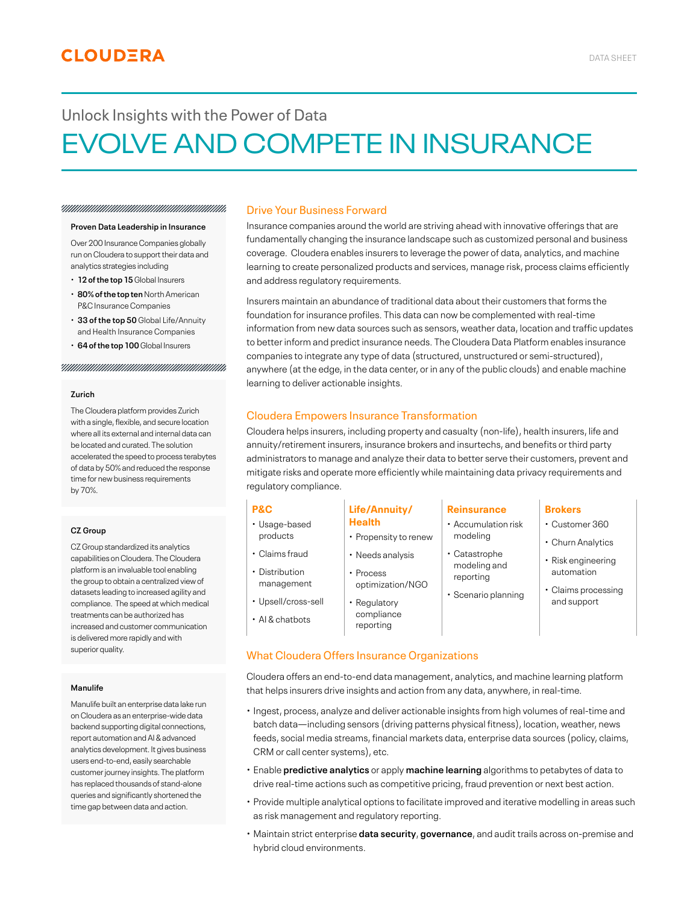# Unlock Insights with the Power of Data

# EVOLVE AND COMPETE IN INSURANCE

## Drive Your Business Forward

Insurance companies around the world are striving ahead with innovative offerings that are fundamentally changing the insurance landscape such as customized personal and business coverage. Cloudera enables insurers to leverage the power of data, analytics, and machine learning to create personalized products and services, manage risk, process claims efficiently and address regulatory requirements.

Insurers maintain an abundance of traditional data about their customers that forms the foundation for insurance profiles. This data can now be complemented with real-time information from new data sources such as sensors, weather data, location and traffic updates to better inform and predict insurance needs. The Cloudera Data Platform enables insurance companies to integrate any type of data (structured, unstructured or semi-structured), anywhere (at the edge, in the data center, or in any of the public clouds) and enable machine learning to deliver actionable insights.

## Cloudera Empowers Insurance Transformation

Cloudera helps insurers, including property and casualty (non-life), health insurers, life and annuity/retirement insurers, insurance brokers and insurtechs, and benefits or third party administrators to manage and analyze their data to better serve their customers, prevent and mitigate risks and operate more efficiently while maintaining data privacy requirements and regulatory compliance.

| P&C | Life/Annuity/Health | Reinsurance | Brokers |
|---|---|---|---|
| • Usage-based products<br>• Claims fraud<br>• Distribution management<br>• Upsell/cross-sell<br>• AI & chatbots | • Propensity to renew<br>• Needs analysis<br>• Process optimization/NGO<br>• Regulatory compliance reporting | • Accumulation risk modeling<br>• Catastrophe modeling and reporting<br>• Scenario planning | • Customer 360<br>• Churn Analytics<br>• Risk engineering automation<br>• Claims processing and support |

## What Cloudera Offers Insurance Organizations

Cloudera offers an end-to-end data management, analytics, and machine learning platform that helps insurers drive insights and action from any data, anywhere, in real-time.

- Ingest, process, analyze and deliver actionable insights from high volumes of real-time and batch data—including sensors (driving patterns physical fitness), location, weather, news feeds, social media streams, financial markets data, enterprise data sources (policy, claims, CRM or call center systems), etc.
- Enable **predictive analytics** or apply **machine learning** algorithms to petabytes of data to drive real-time actions such as competitive pricing, fraud prevention or next best action.
- Provide multiple analytical options to facilitate improved and iterative modelling in areas such as risk management and regulatory reporting.
- Maintain strict enterprise **data security**, **governance**, and audit trails across on-premise and hybrid cloud environments.

---

**Proven Data Leadership in Insurance**

Over 200 Insurance Companies globally run on Cloudera to support their data and analytics strategies including

- **12 of the top 15** Global Insurers
- **80% of the top ten** North American P&C Insurance Companies
- **33 of the top 50** Global Life/Annuity and Health Insurance Companies
- **64 of the top 100** Global Insurers

**Zurich**

The Cloudera platform provides Zurich with a single, flexible, and secure location where all its external and internal data can be located and curated. The solution accelerated the speed to process terabytes of data by 50% and reduced the response time for new business requirements by 70%.

**CZ Group**

CZ Group standardized its analytics capabilities on Cloudera. The Cloudera platform is an invaluable tool enabling the group to obtain a centralized view of datasets leading to increased agility and compliance. The speed at which medical treatments can be authorized has increased and customer communication is delivered more rapidly and with superior quality.

**Manulife**

Manulife built an enterprise data lake run on Cloudera as an enterprise-wide data backend supporting digital connections, report automation and AI & advanced analytics development. It gives business users end-to-end, easily searchable customer journey insights. The platform has replaced thousands of stand-alone queries and significantly shortened the time gap between data and action.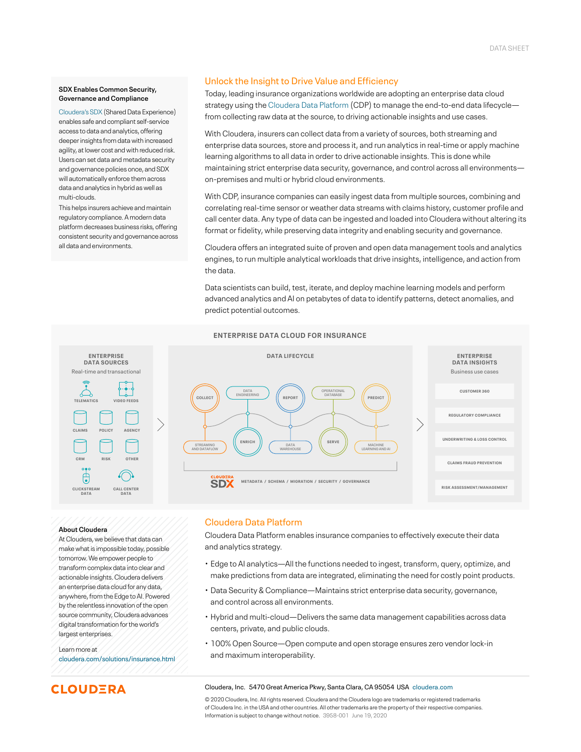## SDX Enables Common Security, Governance and Compliance

Cloudera's SDX (Shared Data Experience) enables safe and compliant self-service access to data and analytics, offering deeper insights from data with increased agility, at lower cost and with reduced risk. Users can set data and metadata security and governance policies once, and SDX will automatically enforce them across data and analytics in hybrid as well as multi-clouds.

This helps insurers achieve and maintain regulatory compliance. A modern data platform decreases business risks, offering consistent security and governance across all data and environments.

## Unlock the Insight to Drive Value and Efficiency

Today, leading insurance organizations worldwide are adopting an enterprise data cloud strategy using the Cloudera Data Platform (CDP) to manage the end-to-end data lifecycle—from collecting raw data at the source, to driving actionable insights and use cases.

With Cloudera, insurers can collect data from a variety of sources, both streaming and enterprise data sources, store and process it, and run analytics in real-time or apply machine learning algorithms to all data in order to drive actionable insights. This is done while maintaining strict enterprise data security, governance, and control across all environments—on-premises and multi or hybrid cloud environments.

With CDP, insurance companies can easily ingest data from multiple sources, combining and correlating real-time sensor or weather data streams with claims history, customer profile and call center data. Any type of data can be ingested and loaded into Cloudera without altering its format or fidelity, while preserving data integrity and enabling security and governance.

Cloudera offers an integrated suite of proven and open data management tools and analytics engines, to run multiple analytical workloads that drive insights, intelligence, and action from the data.

Data scientists can build, test, iterate, and deploy machine learning models and perform advanced analytics and AI on petabytes of data to identify patterns, detect anomalies, and predict potential outcomes.

ENTERPRISE DATA CLOUD FOR INSURANCE

ENTERPRISE DATA SOURCES
Real-time and transactional
TELEMATICS
VIDEO FEEDS
CLAIMS
POLICY
AGENCY
CRM
RISK
OTHER
CLICKSTREAM DATA
CALL CENTER DATA

DATA LIFECYCLE
COLLECT
DATA ENGINEERING
REPORT
OPERATIONAL DATABASE
PREDICT
STREAMING AND DATAFLOW
ENRICH
DATA WAREHOUSE
SERVE
MACHINE LEARNING AND AI
CLOUDERA SDX
METADATA / SCHEMA / MIGRATION / SECURITY / GOVERNANCE

ENTERPRISE DATA INSIGHTS
Business use cases
CUSTOMER 360
REGULATORY COMPLIANCE
UNDERWRITING & LOSS CONTROL
CLAIMS FRAUD PREVENTION
RISK ASSESSMENT/MANAGEMENT

## About Cloudera

At Cloudera, we believe that data can make what is impossible today, possible tomorrow. We empower people to transform complex data into clear and actionable insights. Cloudera delivers an enterprise data cloud for any data, anywhere, from the Edge to AI. Powered by the relentless innovation of the open source community, Cloudera advances digital transformation for the world's largest enterprises.

Learn more at
cloudera.com/solutions/insurance.html

## Cloudera Data Platform

Cloudera Data Platform enables insurance companies to effectively execute their data and analytics strategy.

- Edge to AI analytics—All the functions needed to ingest, transform, query, optimize, and make predictions from data are integrated, eliminating the need for costly point products.
- Data Security & Compliance—Maintains strict enterprise data security, governance, and control across all environments.
- Hybrid and multi-cloud—Delivers the same data management capabilities across data centers, private, and public clouds.
- 100% Open Source—Open compute and open storage ensures zero vendor lock-in and maximum interoperability.

CLOUDERA

Cloudera, Inc. 5470 Great America Pkwy, Santa Clara, CA 95054 USA cloudera.com

© 2020 Cloudera, Inc. All rights reserved. Cloudera and the Cloudera logo are trademarks or registered trademarks of Cloudera Inc. in the USA and other countries. All other trademarks are the property of their respective companies. Information is subject to change without notice. 3958-001 June 19, 2020